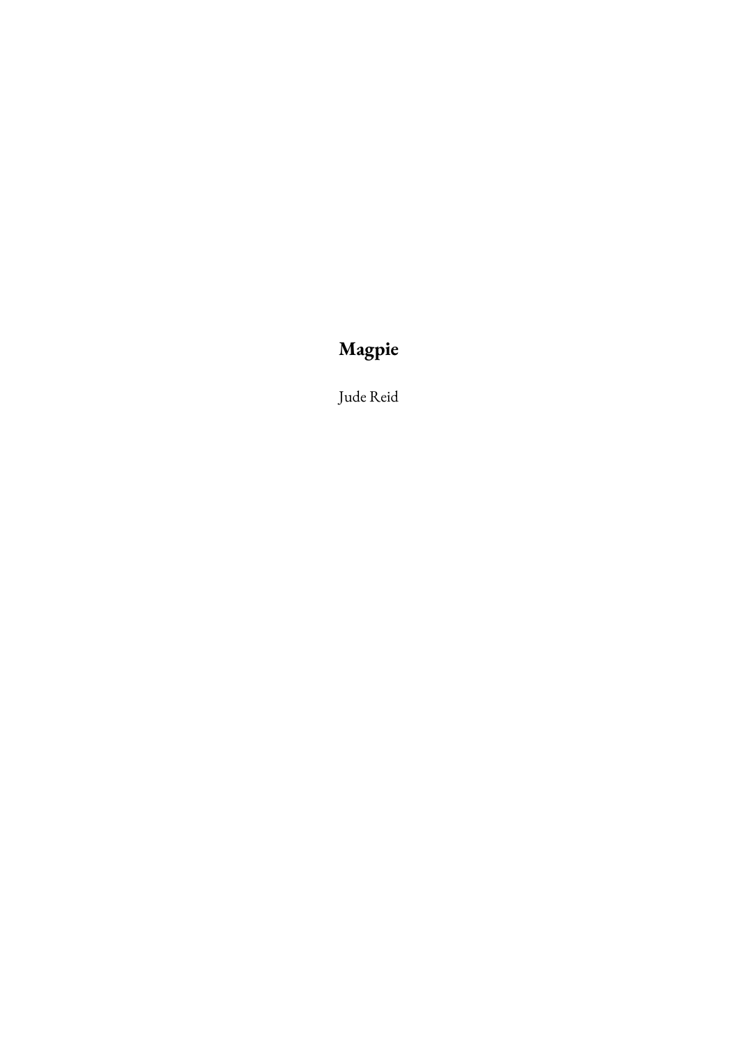# Magpie

Jude Reid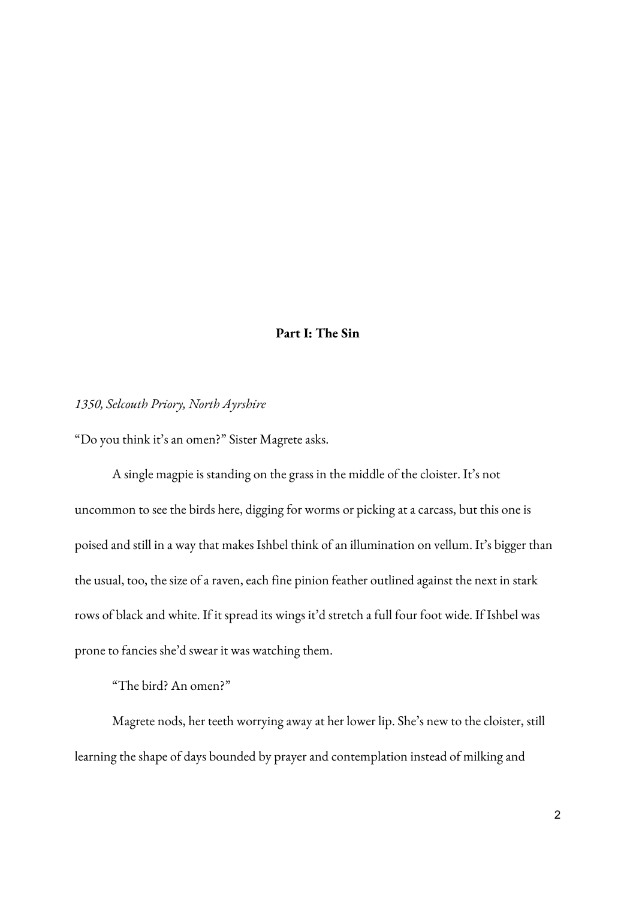**Part I: The Sin**

*1350, Selcouth Priory, North Ayrshire*

"Do you think it's an omen?" Sister Magrete asks.

A single magpie is standing on the grass in the middle of the cloister. It's not uncommon to see the birds here, digging for worms or picking at a carcass, but this one is poised and still in a way that makes Ishbel think of an illumination on vellum. It's bigger than the usual, too, the size of a raven, each fine pinion feather outlined against the next in stark rows of black and white. If it spread its wings it'd stretch a full four foot wide. If Ishbel was prone to fancies she'd swear it was watching them.

"The bird? An omen?"

Magrete nods, her teeth worrying away at her lower lip. She's new to the cloister, still learning the shape of days bounded by prayer and contemplation instead of milking and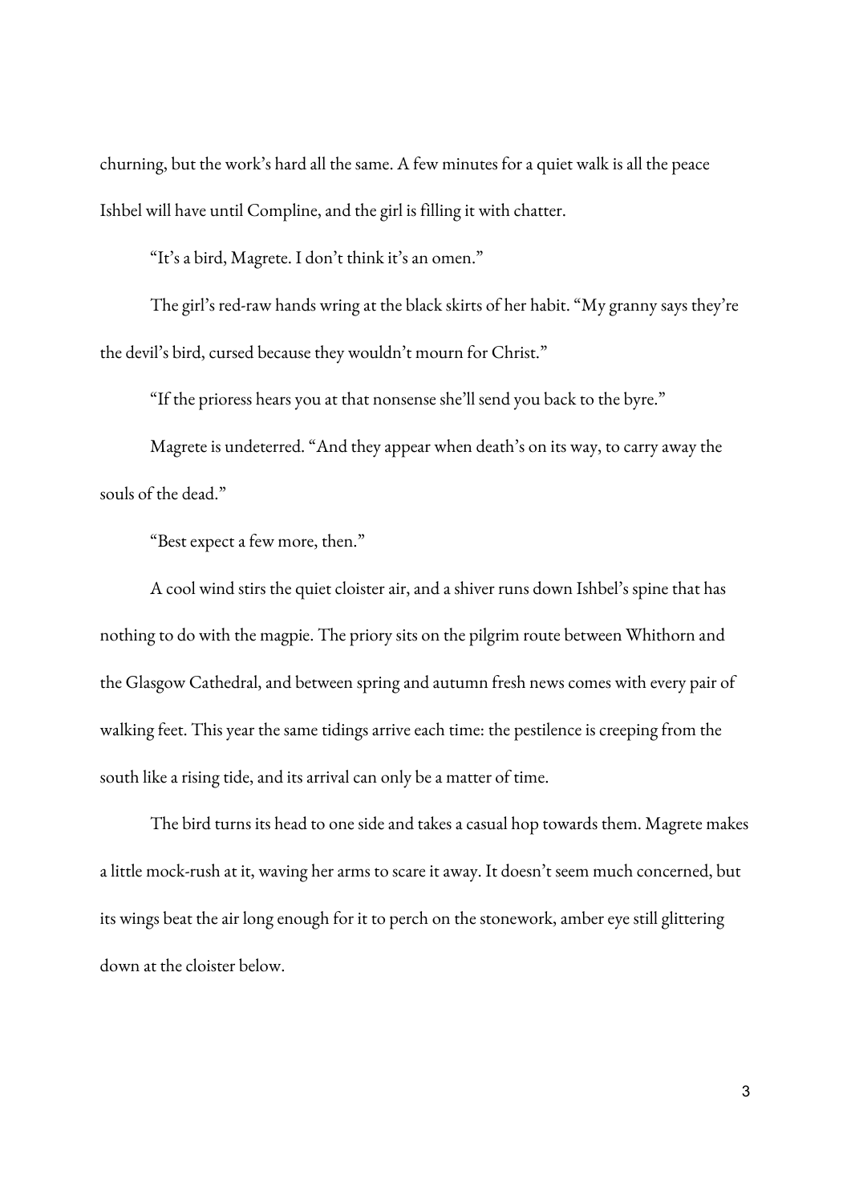churning, but the work's hard all the same. A few minutes for a quiet walk is all the peace Ishbel will have until Compline, and the girl is filling it with chatter.

"It's a bird, Magrete. I don't think it's an omen."

The girl's red-raw hands wring at the black skirts of her habit. "My granny says they're the devil's bird, cursed because they wouldn't mourn for Christ."

"If the prioress hears you at that nonsense she'll send you back to the byre."

Magrete is undeterred. "And they appear when death's on its way, to carry away the souls of the dead."

"Best expect a few more, then."

A cool wind stirs the quiet cloister air, and a shiver runs down Ishbel's spine that has nothing to do with the magpie. The priory sits on the pilgrim route between Whithorn and the Glasgow Cathedral, and between spring and autumn fresh news comes with every pair of walking feet. This year the same tidings arrive each time: the pestilence is creeping from the south like a rising tide, and its arrival can only be a matter of time.

The bird turns its head to one side and takes a casual hop towards them. Magrete makes a little mock-rush at it, waving her arms to scare it away. It doesn't seem much concerned, but its wings beat the air long enough for it to perch on the stonework, amber eye still glittering down at the cloister below.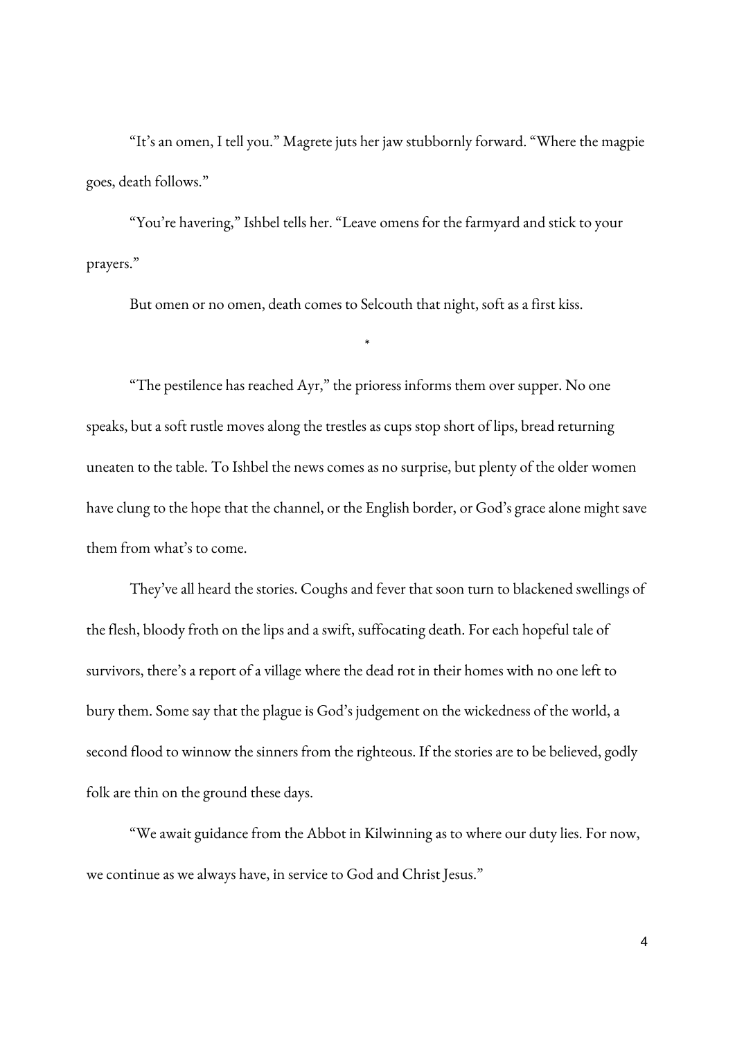"It's an omen, I tell you." Magrete juts her jaw stubbornly forward. "Where the magpie goes, death follows."

"You're havering," Ishbel tells her. "Leave omens for the farmyard and stick to your prayers."

But omen or no omen, death comes to Selcouth that night, soft as a first kiss.

*

"The pestilence has reached Ayr," the prioress informs them over supper. No one speaks, but a soft rustle moves along the trestles as cups stop short of lips, bread returning uneaten to the table. To Ishbel the news comes as no surprise, but plenty of the older women have clung to the hope that the channel, or the English border, or God's grace alone might save them from what's to come.

They've all heard the stories. Coughs and fever that soon turn to blackened swellings of the flesh, bloody froth on the lips and a swift, suffocating death. For each hopeful tale of survivors, there's a report of a village where the dead rot in their homes with no one left to bury them. Some say that the plague is God's judgement on the wickedness of the world, a second flood to winnow the sinners from the righteous. If the stories are to be believed, godly folk are thin on the ground these days.

"We await guidance from the Abbot in Kilwinning as to where our duty lies. For now, we continue as we always have, in service to God and Christ Jesus."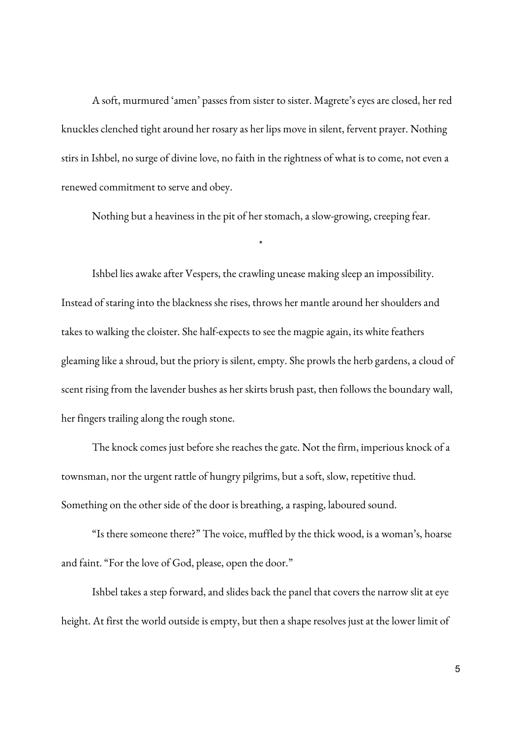A soft, murmured 'amen' passes from sister to sister. Magrete's eyes are closed, her red knuckles clenched tight around her rosary as her lips move in silent, fervent prayer. Nothing stirs in Ishbel, no surge of divine love, no faith in the rightness of what is to come, not even a renewed commitment to serve and obey.

Nothing but a heaviness in the pit of her stomach, a slow-growing, creeping fear.

*

Ishbel lies awake after Vespers, the crawling unease making sleep an impossibility. Instead of staring into the blackness she rises, throws her mantle around her shoulders and takes to walking the cloister. She half-expects to see the magpie again, its white feathers gleaming like a shroud, but the priory is silent, empty. She prowls the herb gardens, a cloud of scent rising from the lavender bushes as her skirts brush past, then follows the boundary wall, her fingers trailing along the rough stone.

The knock comes just before she reaches the gate. Not the firm, imperious knock of a townsman, nor the urgent rattle of hungry pilgrims, but a soft, slow, repetitive thud. Something on the other side of the door is breathing, a rasping, laboured sound.

"Is there someone there?" The voice, muffled by the thick wood, is a woman's, hoarse and faint. "For the love of God, please, open the door."

Ishbel takes a step forward, and slides back the panel that covers the narrow slit at eye height. At first the world outside is empty, but then a shape resolves just at the lower limit of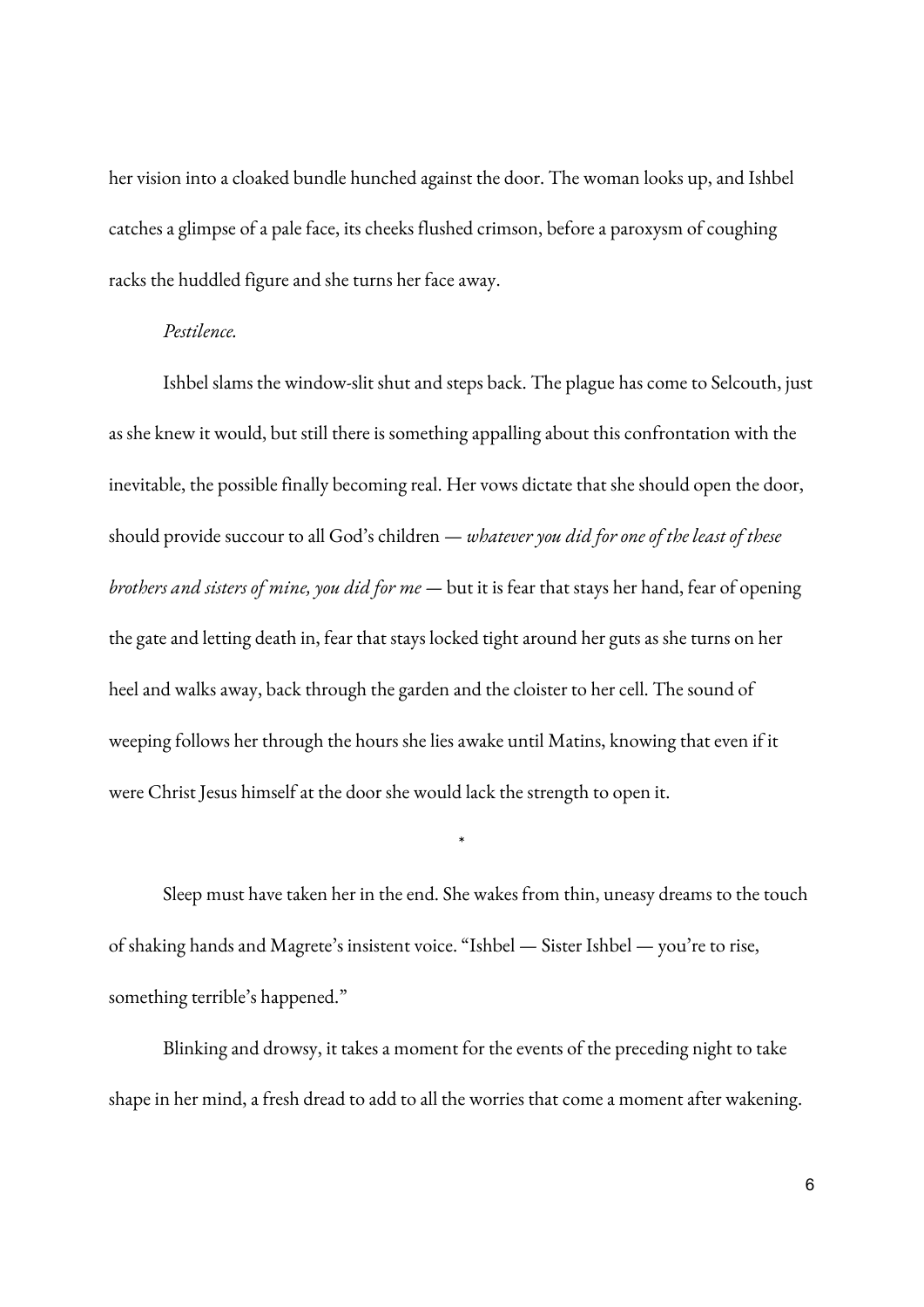her vision into a cloaked bundle hunched against the door. The woman looks up, and Ishbel catches a glimpse of a pale face, its cheeks flushed crimson, before a paroxysm of coughing racks the huddled figure and she turns her face away.

*Pestilence.*

Ishbel slams the window-slit shut and steps back. The plague has come to Selcouth, just as she knew it would, but still there is something appalling about this confrontation with the inevitable, the possible finally becoming real. Her vows dictate that she should open the door, should provide succour to all God's children — *whatever you did for one of the least of these brothers and sisters of mine, you did for me* — but it is fear that stays her hand, fear of opening the gate and letting death in, fear that stays locked tight around her guts as she turns on her heel and walks away, back through the garden and the cloister to her cell. The sound of weeping follows her through the hours she lies awake until Matins, knowing that even if it were Christ Jesus himself at the door she would lack the strength to open it.

*

Sleep must have taken her in the end. She wakes from thin, uneasy dreams to the touch of shaking hands and Magrete's insistent voice. "Ishbel — Sister Ishbel — you're to rise, something terrible's happened."

Blinking and drowsy, it takes a moment for the events of the preceding night to take shape in her mind, a fresh dread to add to all the worries that come a moment after wakening.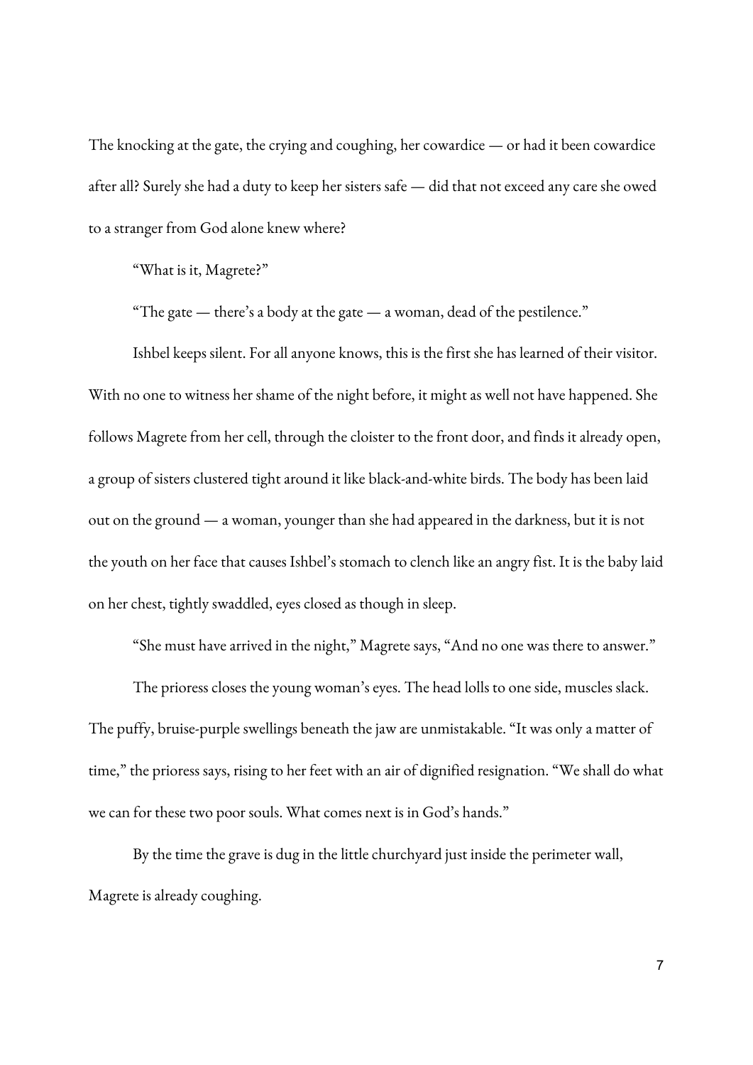The knocking at the gate, the crying and coughing, her cowardice — or had it been cowardice after all? Surely she had a duty to keep her sisters safe — did that not exceed any care she owed to a stranger from God alone knew where?

"What is it, Magrete?"

"The gate — there's a body at the gate — a woman, dead of the pestilence."

Ishbel keeps silent. For all anyone knows, this is the first she has learned of their visitor. With no one to witness her shame of the night before, it might as well not have happened. She follows Magrete from her cell, through the cloister to the front door, and finds it already open, a group of sisters clustered tight around it like black-and-white birds. The body has been laid out on the ground — a woman, younger than she had appeared in the darkness, but it is not the youth on her face that causes Ishbel's stomach to clench like an angry fist. It is the baby laid on her chest, tightly swaddled, eyes closed as though in sleep.

"She must have arrived in the night," Magrete says, "And no one was there to answer."

The prioress closes the young woman's eyes. The head lolls to one side, muscles slack. The puffy, bruise-purple swellings beneath the jaw are unmistakable. "It was only a matter of time," the prioress says, rising to her feet with an air of dignified resignation. "We shall do what we can for these two poor souls. What comes next is in God's hands."

By the time the grave is dug in the little churchyard just inside the perimeter wall, Magrete is already coughing.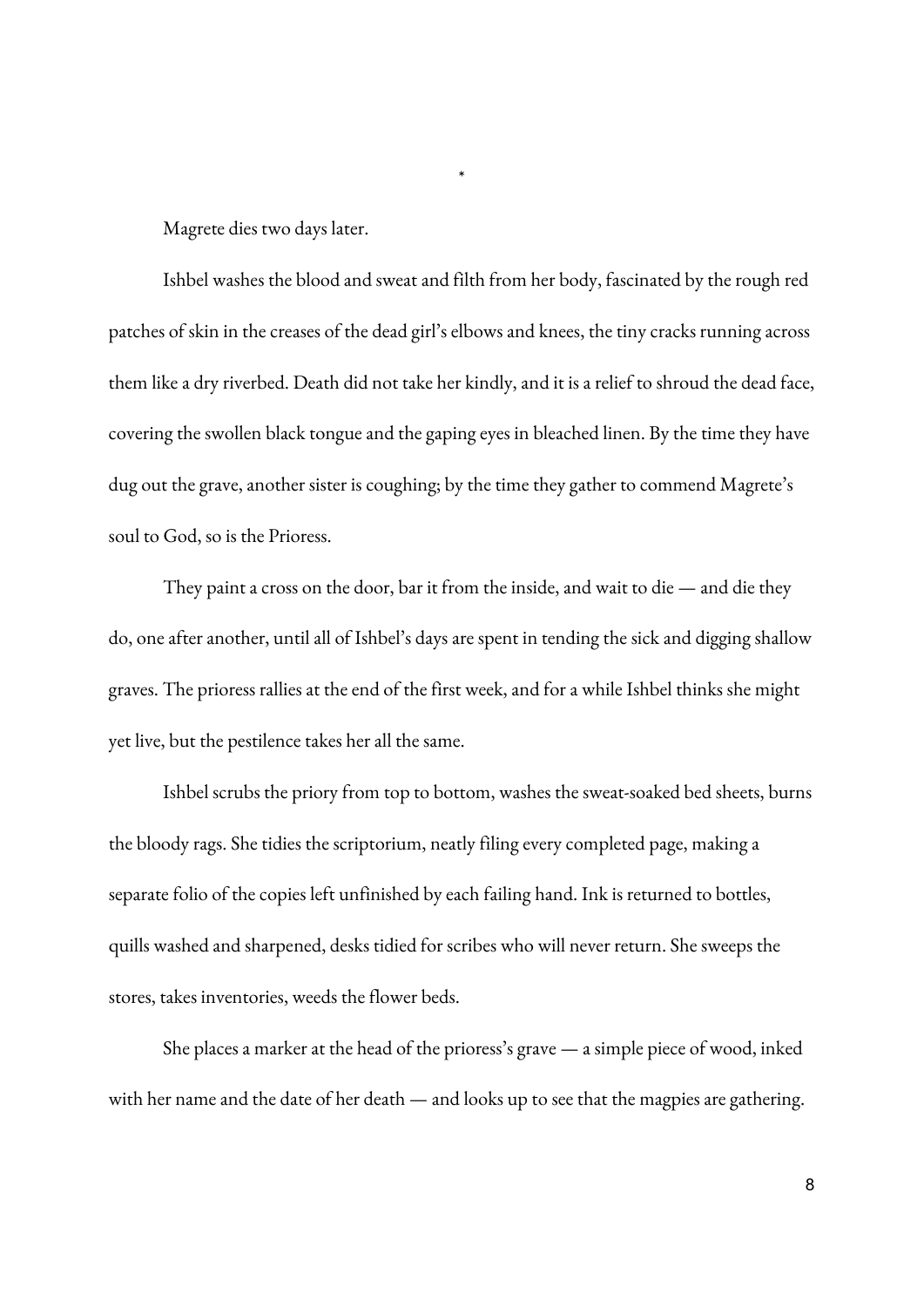*

Magrete dies two days later.

Ishbel washes the blood and sweat and filth from her body, fascinated by the rough red patches of skin in the creases of the dead girl's elbows and knees, the tiny cracks running across them like a dry riverbed. Death did not take her kindly, and it is a relief to shroud the dead face, covering the swollen black tongue and the gaping eyes in bleached linen. By the time they have dug out the grave, another sister is coughing; by the time they gather to commend Magrete's soul to God, so is the Prioress.

They paint a cross on the door, bar it from the inside, and wait to die — and die they do, one after another, until all of Ishbel's days are spent in tending the sick and digging shallow graves. The prioress rallies at the end of the first week, and for a while Ishbel thinks she might yet live, but the pestilence takes her all the same.

Ishbel scrubs the priory from top to bottom, washes the sweat-soaked bed sheets, burns the bloody rags. She tidies the scriptorium, neatly filing every completed page, making a separate folio of the copies left unfinished by each failing hand. Ink is returned to bottles, quills washed and sharpened, desks tidied for scribes who will never return. She sweeps the stores, takes inventories, weeds the flower beds.

She places a marker at the head of the prioress's grave — a simple piece of wood, inked with her name and the date of her death — and looks up to see that the magpies are gathering.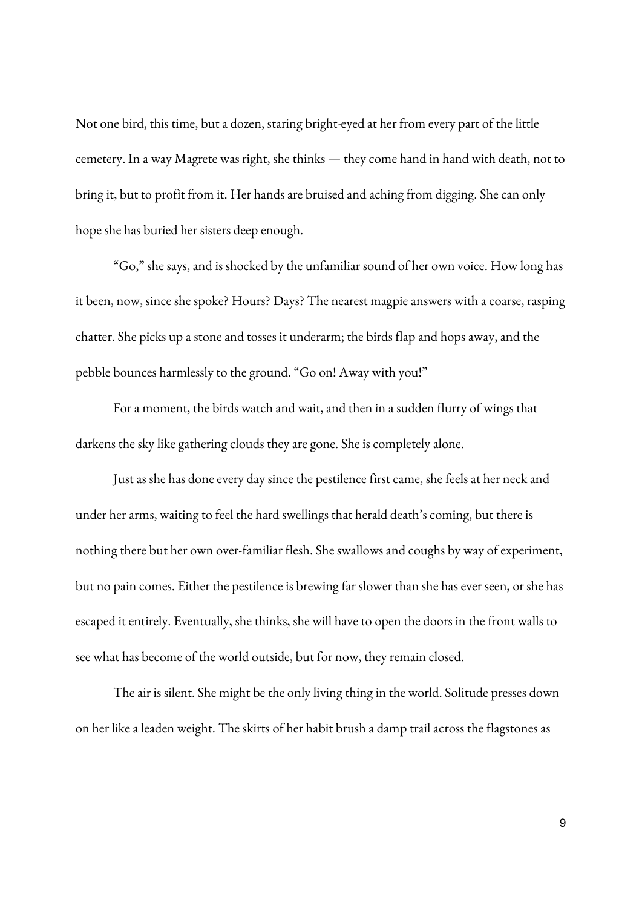Not one bird, this time, but a dozen, staring bright-eyed at her from every part of the little cemetery. In a way Magrete was right, she thinks — they come hand in hand with death, not to bring it, but to profit from it. Her hands are bruised and aching from digging. She can only hope she has buried her sisters deep enough.

"Go," she says, and is shocked by the unfamiliar sound of her own voice. How long has it been, now, since she spoke? Hours? Days? The nearest magpie answers with a coarse, rasping chatter. She picks up a stone and tosses it underarm; the birds flap and hops away, and the pebble bounces harmlessly to the ground. "Go on! Away with you!"

For a moment, the birds watch and wait, and then in a sudden flurry of wings that darkens the sky like gathering clouds they are gone. She is completely alone.

Just as she has done every day since the pestilence first came, she feels at her neck and under her arms, waiting to feel the hard swellings that herald death's coming, but there is nothing there but her own over-familiar flesh. She swallows and coughs by way of experiment, but no pain comes. Either the pestilence is brewing far slower than she has ever seen, or she has escaped it entirely. Eventually, she thinks, she will have to open the doors in the front walls to see what has become of the world outside, but for now, they remain closed.

The air is silent. She might be the only living thing in the world. Solitude presses down on her like a leaden weight. The skirts of her habit brush a damp trail across the flagstones as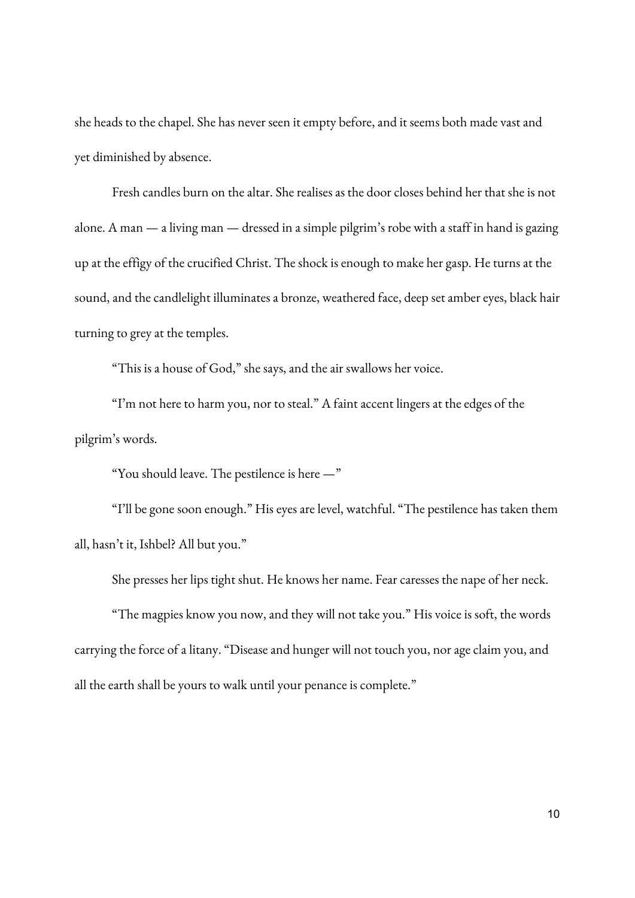she heads to the chapel. She has never seen it empty before, and it seems both made vast and yet diminished by absence.

Fresh candles burn on the altar. She realises as the door closes behind her that she is not alone. A man — a living man — dressed in a simple pilgrim's robe with a staff in hand is gazing up at the effigy of the crucified Christ. The shock is enough to make her gasp. He turns at the sound, and the candlelight illuminates a bronze, weathered face, deep set amber eyes, black hair turning to grey at the temples.

"This is a house of God," she says, and the air swallows her voice.

"I'm not here to harm you, nor to steal." A faint accent lingers at the edges of the pilgrim's words.

"You should leave. The pestilence is here —"

"I'll be gone soon enough." His eyes are level, watchful. "The pestilence has taken them all, hasn't it, Ishbel? All but you."

She presses her lips tight shut. He knows her name. Fear caresses the nape of her neck.

"The magpies know you now, and they will not take you." His voice is soft, the words carrying the force of a litany. "Disease and hunger will not touch you, nor age claim you, and all the earth shall be yours to walk until your penance is complete."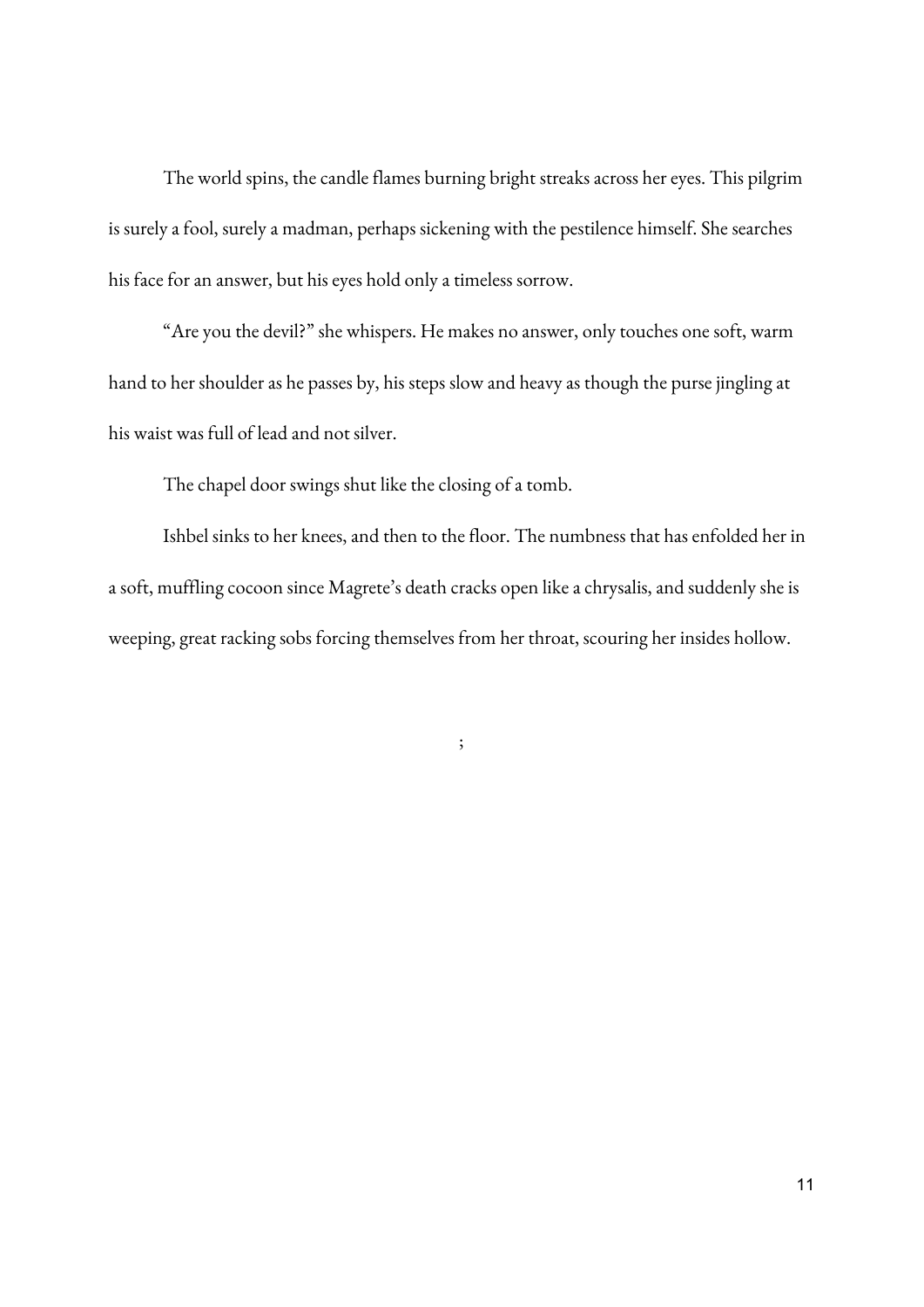The world spins, the candle flames burning bright streaks across her eyes. This pilgrim is surely a fool, surely a madman, perhaps sickening with the pestilence himself. She searches his face for an answer, but his eyes hold only a timeless sorrow.

"Are you the devil?" she whispers. He makes no answer, only touches one soft, warm hand to her shoulder as he passes by, his steps slow and heavy as though the purse jingling at his waist was full of lead and not silver.

The chapel door swings shut like the closing of a tomb.

Ishbel sinks to her knees, and then to the floor. The numbness that has enfolded her in a soft, muffling cocoon since Magrete's death cracks open like a chrysalis, and suddenly she is weeping, great racking sobs forcing themselves from her throat, scouring her insides hollow.

;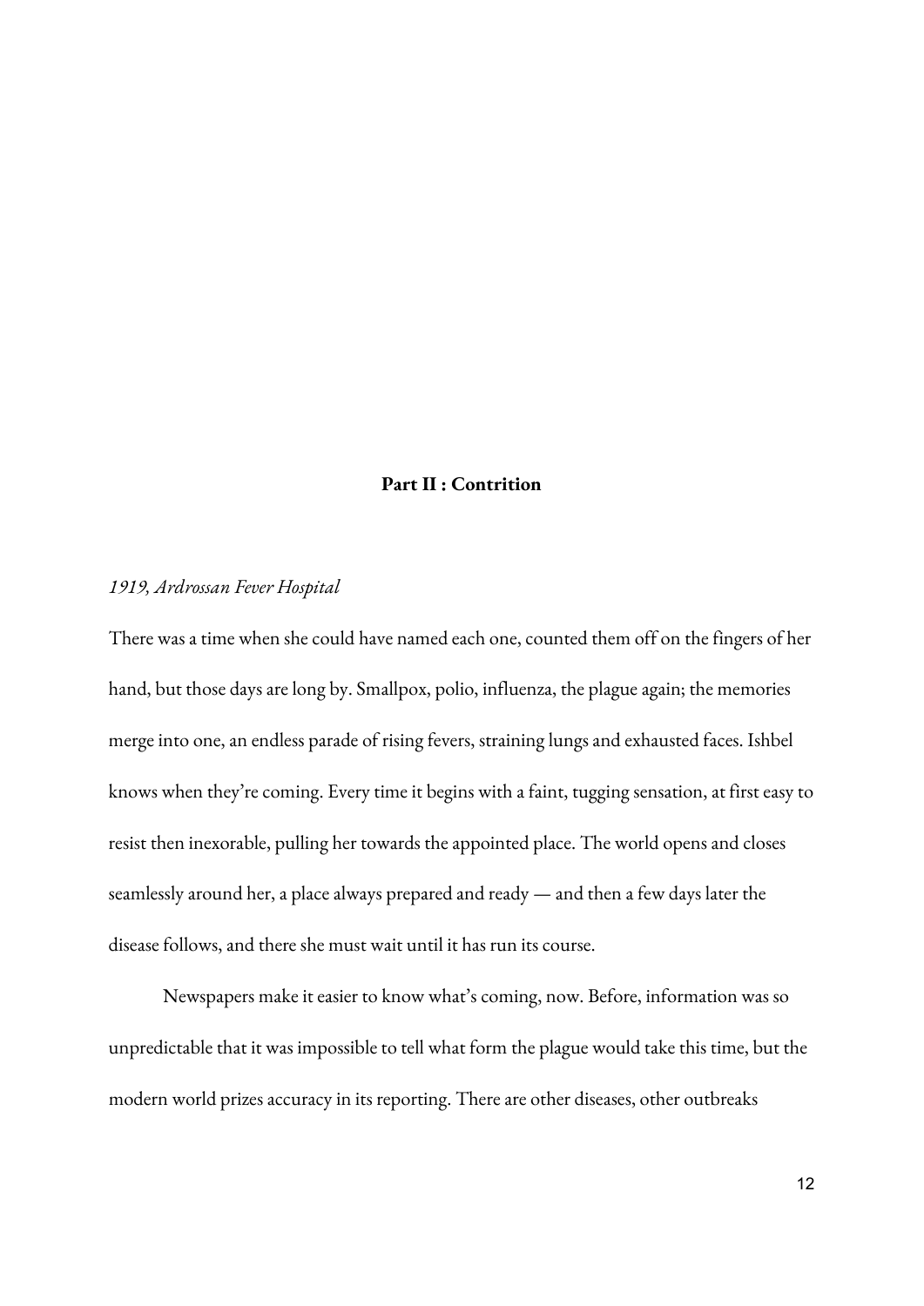## Part II : Contrition

*1919, Ardrossan Fever Hospital*

There was a time when she could have named each one, counted them off on the fingers of her hand, but those days are long by. Smallpox, polio, influenza, the plague again; the memories merge into one, an endless parade of rising fevers, straining lungs and exhausted faces. Ishbel knows when they're coming. Every time it begins with a faint, tugging sensation, at first easy to resist then inexorable, pulling her towards the appointed place. The world opens and closes seamlessly around her, a place always prepared and ready — and then a few days later the disease follows, and there she must wait until it has run its course.

Newspapers make it easier to know what's coming, now. Before, information was so unpredictable that it was impossible to tell what form the plague would take this time, but the modern world prizes accuracy in its reporting. There are other diseases, other outbreaks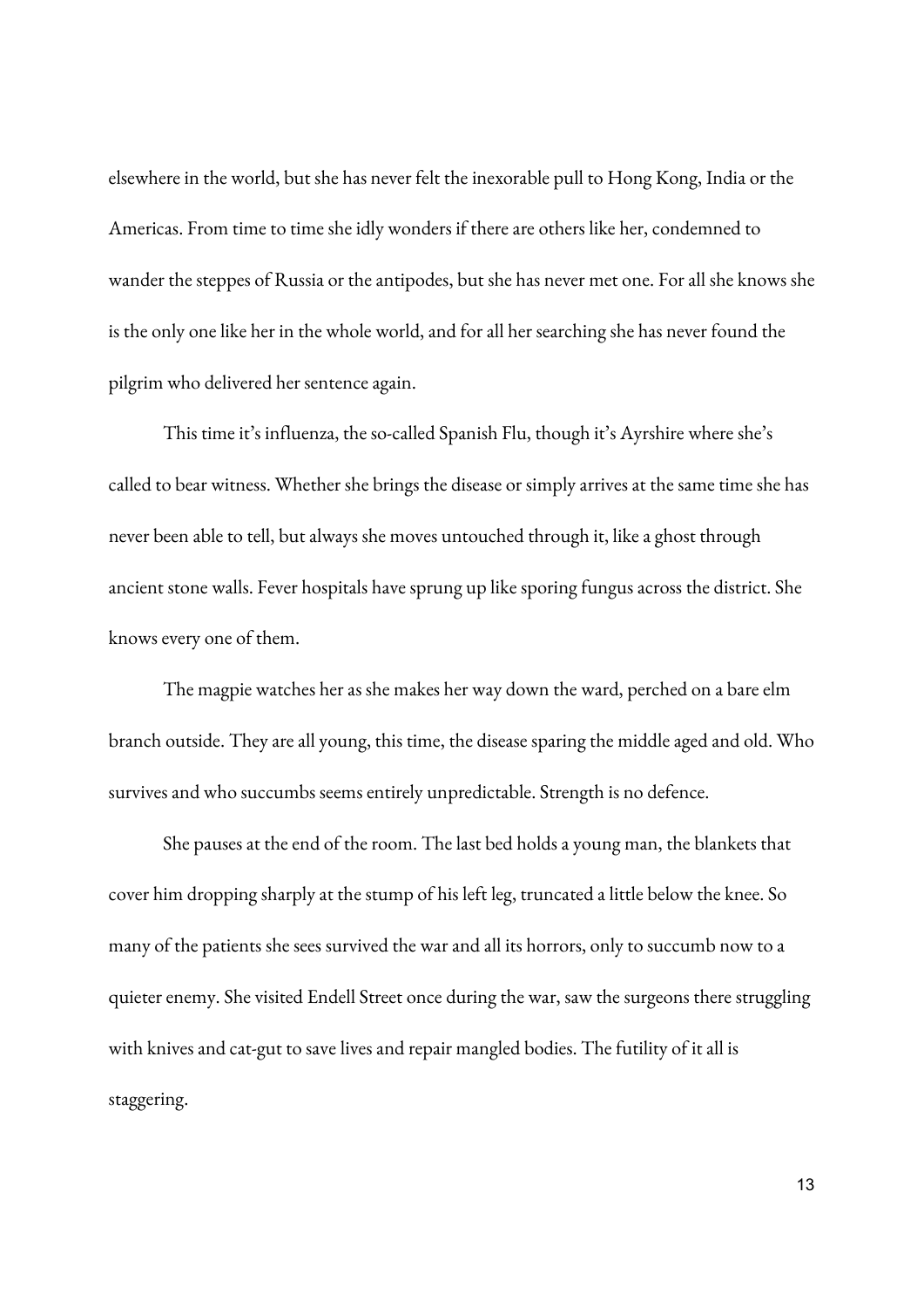elsewhere in the world, but she has never felt the inexorable pull to Hong Kong, India or the Americas. From time to time she idly wonders if there are others like her, condemned to wander the steppes of Russia or the antipodes, but she has never met one. For all she knows she is the only one like her in the whole world, and for all her searching she has never found the pilgrim who delivered her sentence again.

This time it's influenza, the so-called Spanish Flu, though it's Ayrshire where she's called to bear witness. Whether she brings the disease or simply arrives at the same time she has never been able to tell, but always she moves untouched through it, like a ghost through ancient stone walls. Fever hospitals have sprung up like sporing fungus across the district. She knows every one of them.

The magpie watches her as she makes her way down the ward, perched on a bare elm branch outside. They are all young, this time, the disease sparing the middle aged and old. Who survives and who succumbs seems entirely unpredictable. Strength is no defence.

She pauses at the end of the room. The last bed holds a young man, the blankets that cover him dropping sharply at the stump of his left leg, truncated a little below the knee. So many of the patients she sees survived the war and all its horrors, only to succumb now to a quieter enemy. She visited Endell Street once during the war, saw the surgeons there struggling with knives and cat-gut to save lives and repair mangled bodies. The futility of it all is staggering.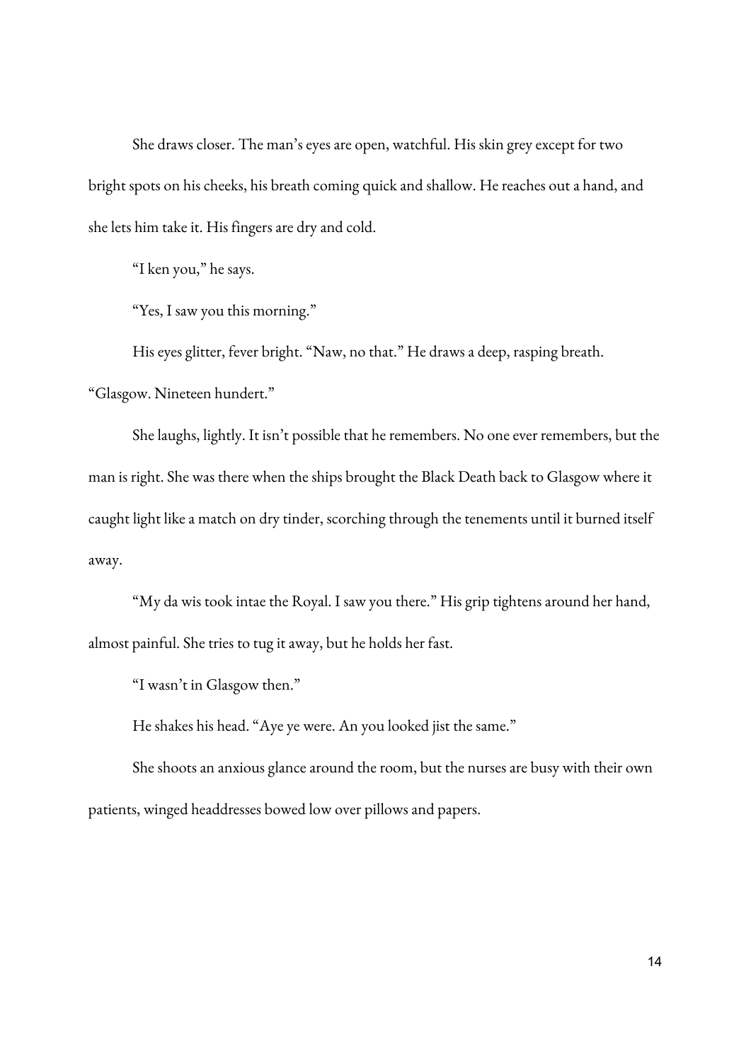She draws closer. The man's eyes are open, watchful. His skin grey except for two bright spots on his cheeks, his breath coming quick and shallow. He reaches out a hand, and she lets him take it. His fingers are dry and cold.

"I ken you," he says.

"Yes, I saw you this morning."

His eyes glitter, fever bright. "Naw, no that." He draws a deep, rasping breath. "Glasgow. Nineteen hundert."

She laughs, lightly. It isn't possible that he remembers. No one ever remembers, but the man is right. She was there when the ships brought the Black Death back to Glasgow where it caught light like a match on dry tinder, scorching through the tenements until it burned itself away.

"My da wis took intae the Royal. I saw you there." His grip tightens around her hand, almost painful. She tries to tug it away, but he holds her fast.

"I wasn't in Glasgow then."

He shakes his head. "Aye ye were. An you looked jist the same."

She shoots an anxious glance around the room, but the nurses are busy with their own patients, winged headdresses bowed low over pillows and papers.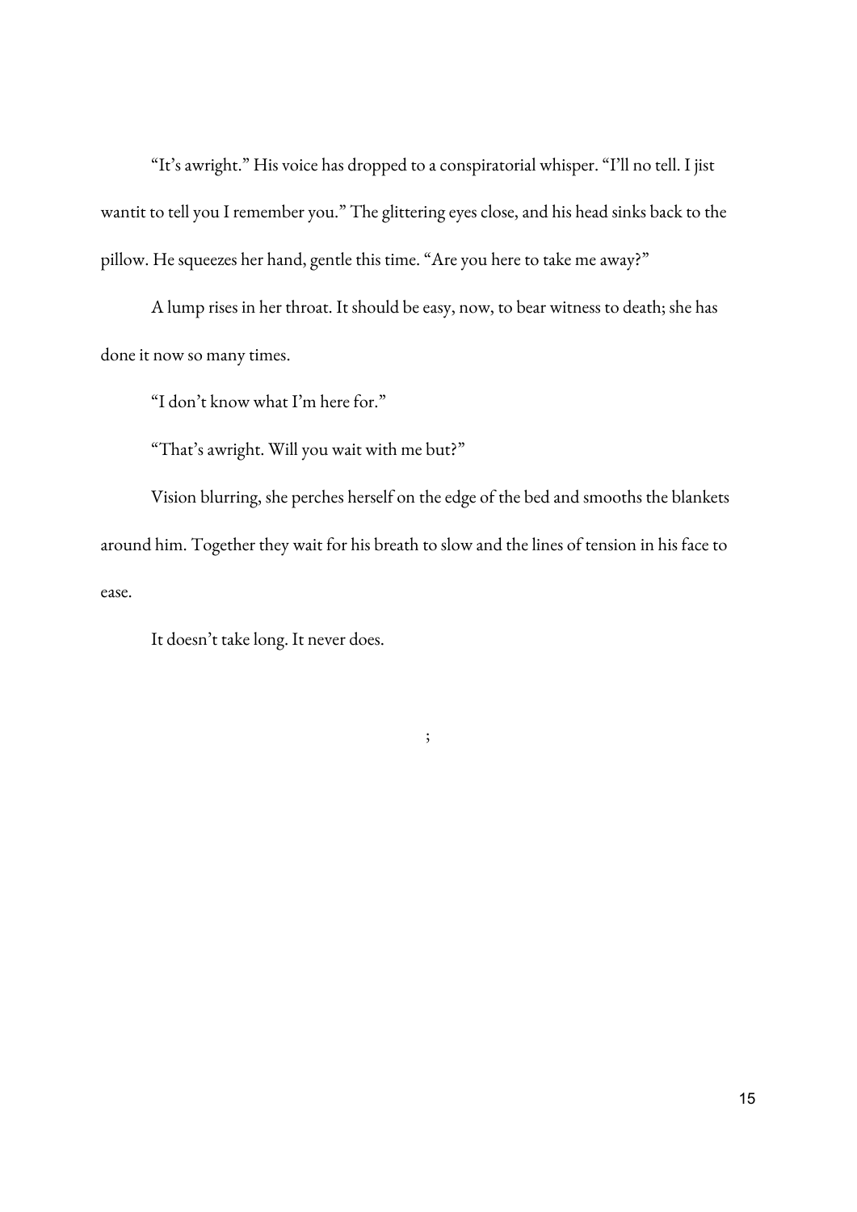"It's awright." His voice has dropped to a conspiratorial whisper. "I'll no tell. I jist wantit to tell you I remember you." The glittering eyes close, and his head sinks back to the pillow. He squeezes her hand, gentle this time. "Are you here to take me away?"

A lump rises in her throat. It should be easy, now, to bear witness to death; she has done it now so many times.

"I don't know what I'm here for."

"That's awright. Will you wait with me but?"

Vision blurring, she perches herself on the edge of the bed and smooths the blankets around him. Together they wait for his breath to slow and the lines of tension in his face to ease.

It doesn't take long. It never does.

;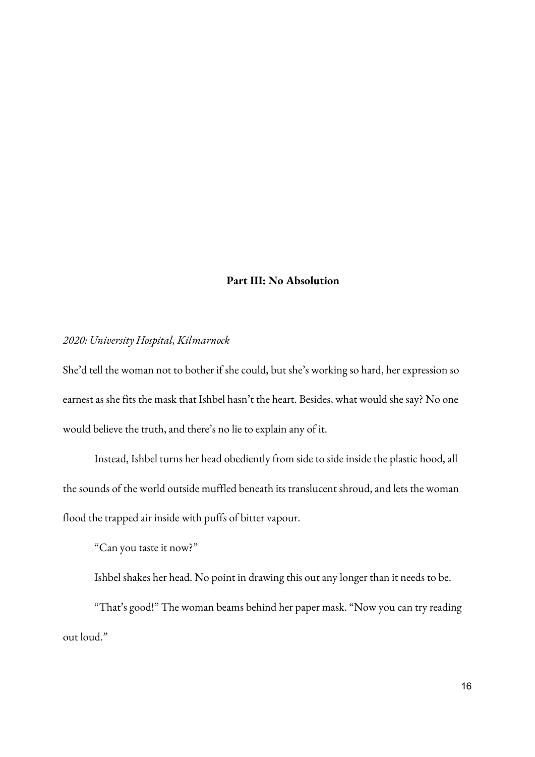## **Part III: No Absolution**

*2020: University Hospital, Kilmarnock*

She'd tell the woman not to bother if she could, but she's working so hard, her expression so earnest as she fits the mask that Ishbel hasn't the heart. Besides, what would she say? No one would believe the truth, and there's no lie to explain any of it.

Instead, Ishbel turns her head obediently from side to side inside the plastic hood, all the sounds of the world outside muffled beneath its translucent shroud, and lets the woman flood the trapped air inside with puffs of bitter vapour.

"Can you taste it now?"

Ishbel shakes her head. No point in drawing this out any longer than it needs to be.

"That's good!" The woman beams behind her paper mask. "Now you can try reading out loud."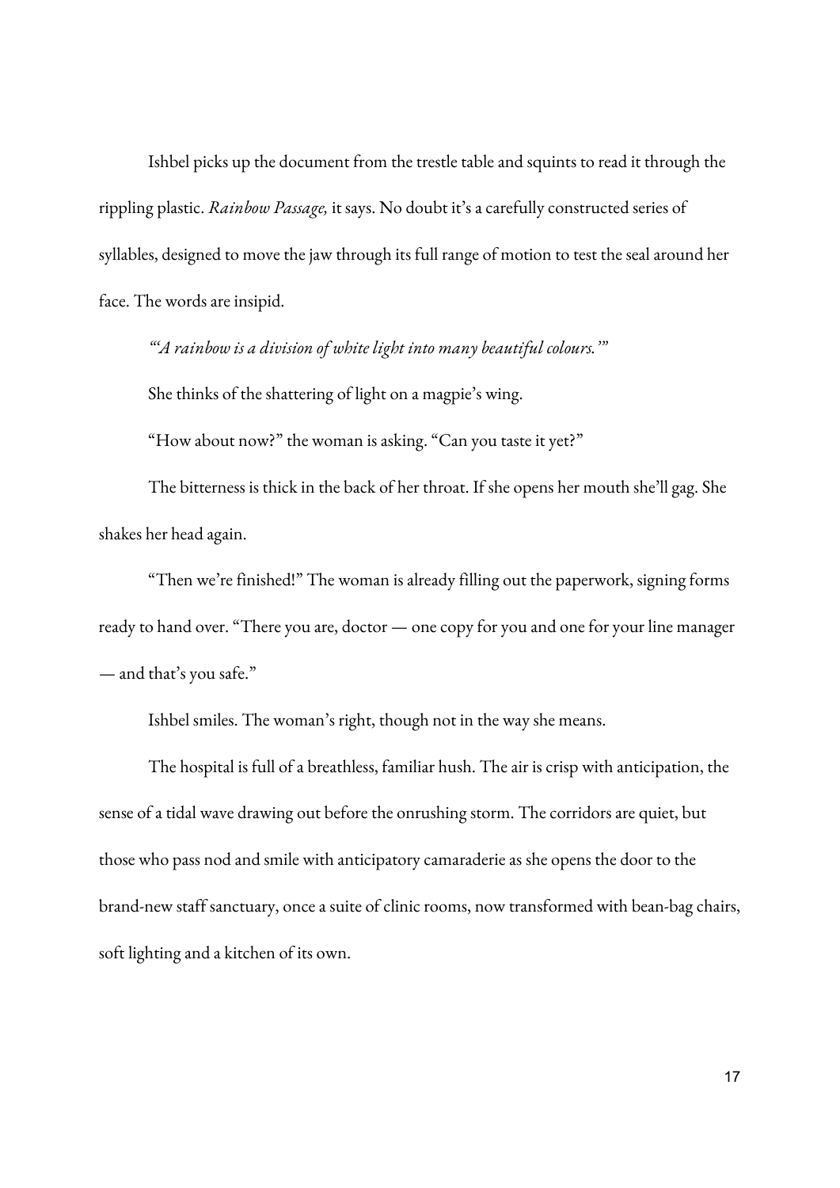Ishbel picks up the document from the trestle table and squints to read it through the rippling plastic. *Rainbow Passage,* it says. No doubt it's a carefully constructed series of syllables, designed to move the jaw through its full range of motion to test the seal around her face. The words are insipid.

*"'A rainbow is a division of white light into many beautiful colours.'"*

She thinks of the shattering of light on a magpie's wing.

"How about now?" the woman is asking. "Can you taste it yet?"

The bitterness is thick in the back of her throat. If she opens her mouth she'll gag. She shakes her head again.

"Then we're finished!" The woman is already filling out the paperwork, signing forms ready to hand over. "There you are, doctor — one copy for you and one for your line manager — and that's you safe."

Ishbel smiles. The woman's right, though not in the way she means.

The hospital is full of a breathless, familiar hush. The air is crisp with anticipation, the sense of a tidal wave drawing out before the onrushing storm. The corridors are quiet, but those who pass nod and smile with anticipatory camaraderie as she opens the door to the brand-new staff sanctuary, once a suite of clinic rooms, now transformed with bean-bag chairs, soft lighting and a kitchen of its own.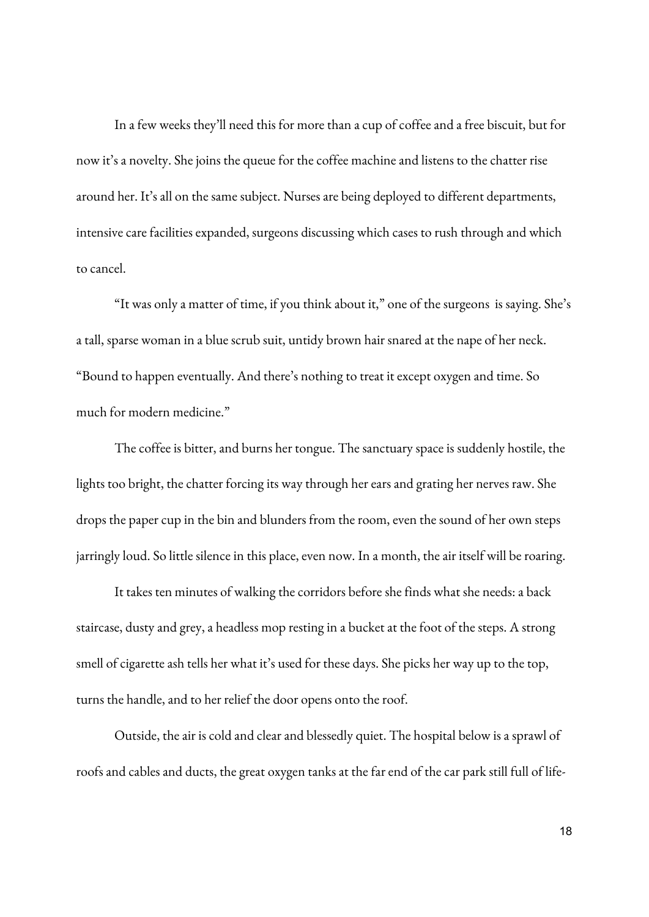In a few weeks they'll need this for more than a cup of coffee and a free biscuit, but for now it's a novelty. She joins the queue for the coffee machine and listens to the chatter rise around her. It's all on the same subject. Nurses are being deployed to different departments, intensive care facilities expanded, surgeons discussing which cases to rush through and which to cancel.

"It was only a matter of time, if you think about it," one of the surgeons is saying. She's a tall, sparse woman in a blue scrub suit, untidy brown hair snared at the nape of her neck. "Bound to happen eventually. And there's nothing to treat it except oxygen and time. So much for modern medicine."

The coffee is bitter, and burns her tongue. The sanctuary space is suddenly hostile, the lights too bright, the chatter forcing its way through her ears and grating her nerves raw. She drops the paper cup in the bin and blunders from the room, even the sound of her own steps jarringly loud. So little silence in this place, even now. In a month, the air itself will be roaring.

It takes ten minutes of walking the corridors before she finds what she needs: a back staircase, dusty and grey, a headless mop resting in a bucket at the foot of the steps. A strong smell of cigarette ash tells her what it's used for these days. She picks her way up to the top, turns the handle, and to her relief the door opens onto the roof.

Outside, the air is cold and clear and blessedly quiet. The hospital below is a sprawl of roofs and cables and ducts, the great oxygen tanks at the far end of the car park still full of life-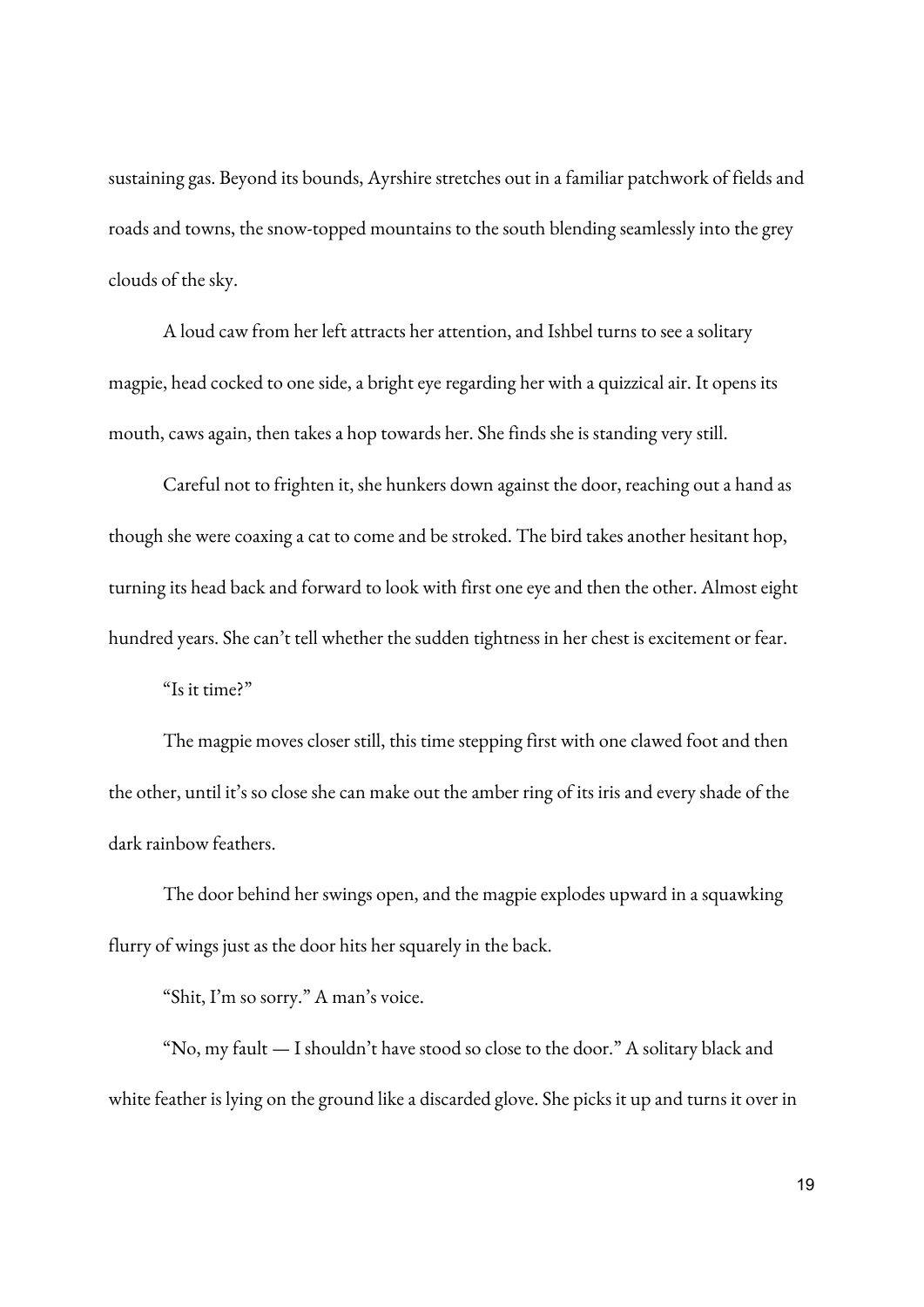sustaining gas. Beyond its bounds, Ayrshire stretches out in a familiar patchwork of fields and roads and towns, the snow-topped mountains to the south blending seamlessly into the grey clouds of the sky.

A loud caw from her left attracts her attention, and Ishbel turns to see a solitary magpie, head cocked to one side, a bright eye regarding her with a quizzical air. It opens its mouth, caws again, then takes a hop towards her. She finds she is standing very still.

Careful not to frighten it, she hunkers down against the door, reaching out a hand as though she were coaxing a cat to come and be stroked. The bird takes another hesitant hop, turning its head back and forward to look with first one eye and then the other. Almost eight hundred years. She can't tell whether the sudden tightness in her chest is excitement or fear.

"Is it time?"

The magpie moves closer still, this time stepping first with one clawed foot and then the other, until it's so close she can make out the amber ring of its iris and every shade of the dark rainbow feathers.

The door behind her swings open, and the magpie explodes upward in a squawking flurry of wings just as the door hits her squarely in the back.

"Shit, I'm so sorry." A man's voice.

"No, my fault — I shouldn't have stood so close to the door." A solitary black and white feather is lying on the ground like a discarded glove. She picks it up and turns it over in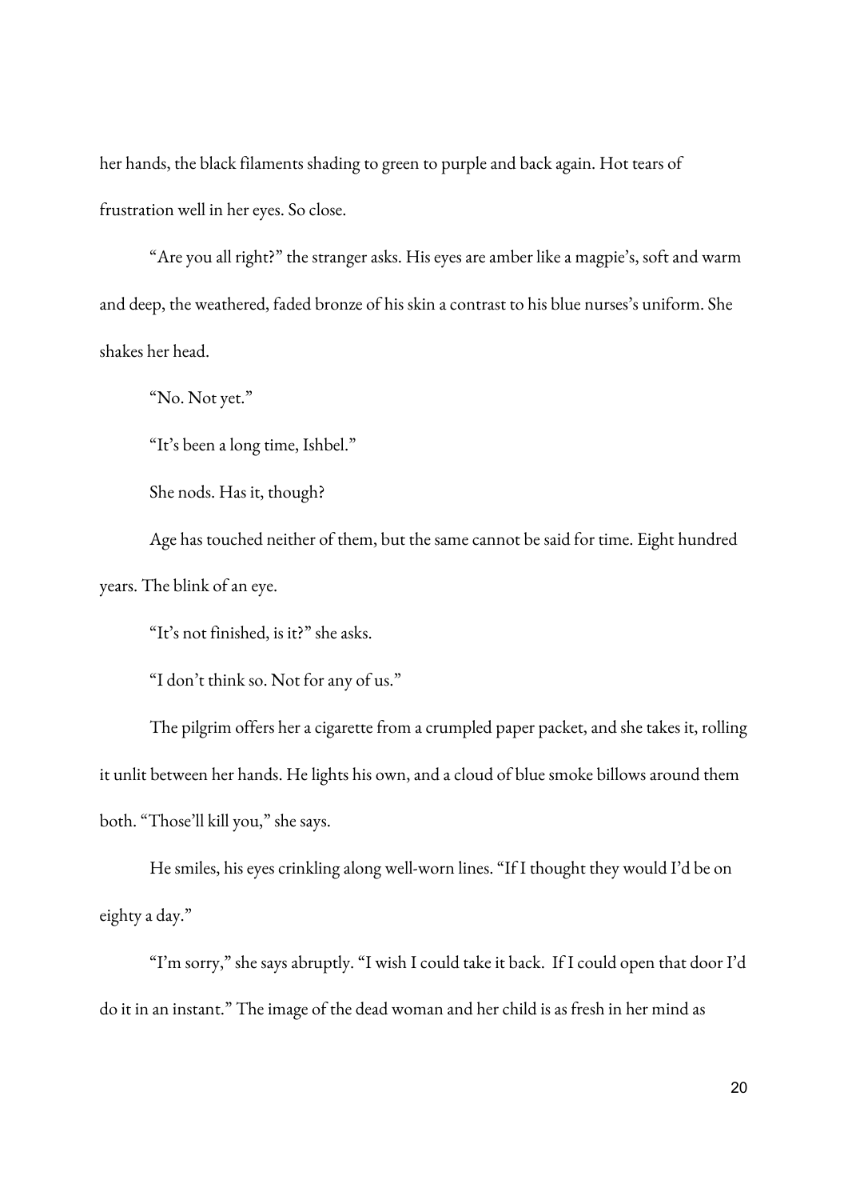her hands, the black filaments shading to green to purple and back again. Hot tears of frustration well in her eyes. So close.

"Are you all right?" the stranger asks. His eyes are amber like a magpie's, soft and warm and deep, the weathered, faded bronze of his skin a contrast to his blue nurses's uniform. She shakes her head.

"No. Not yet."

"It's been a long time, Ishbel."

She nods. Has it, though?

Age has touched neither of them, but the same cannot be said for time. Eight hundred years. The blink of an eye.

"It's not finished, is it?" she asks.

"I don't think so. Not for any of us."

The pilgrim offers her a cigarette from a crumpled paper packet, and she takes it, rolling it unlit between her hands. He lights his own, and a cloud of blue smoke billows around them both. "Those'll kill you," she says.

He smiles, his eyes crinkling along well-worn lines. "If I thought they would I'd be on eighty a day."

"I'm sorry," she says abruptly. "I wish I could take it back. If I could open that door I'd do it in an instant." The image of the dead woman and her child is as fresh in her mind as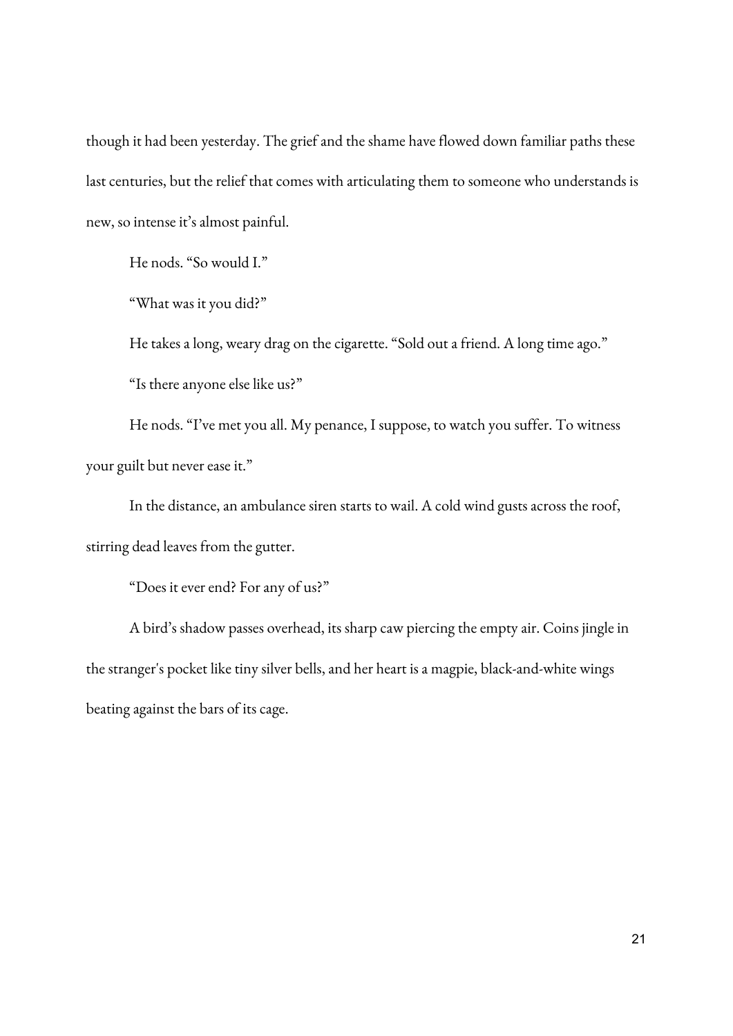though it had been yesterday. The grief and the shame have flowed down familiar paths these last centuries, but the relief that comes with articulating them to someone who understands is new, so intense it's almost painful.

He nods. "So would I."

"What was it you did?"

He takes a long, weary drag on the cigarette. "Sold out a friend. A long time ago."

"Is there anyone else like us?"

He nods. "I've met you all. My penance, I suppose, to watch you suffer. To witness your guilt but never ease it."

In the distance, an ambulance siren starts to wail. A cold wind gusts across the roof, stirring dead leaves from the gutter.

"Does it ever end? For any of us?"

A bird's shadow passes overhead, its sharp caw piercing the empty air. Coins jingle in the stranger's pocket like tiny silver bells, and her heart is a magpie, black-and-white wings beating against the bars of its cage.